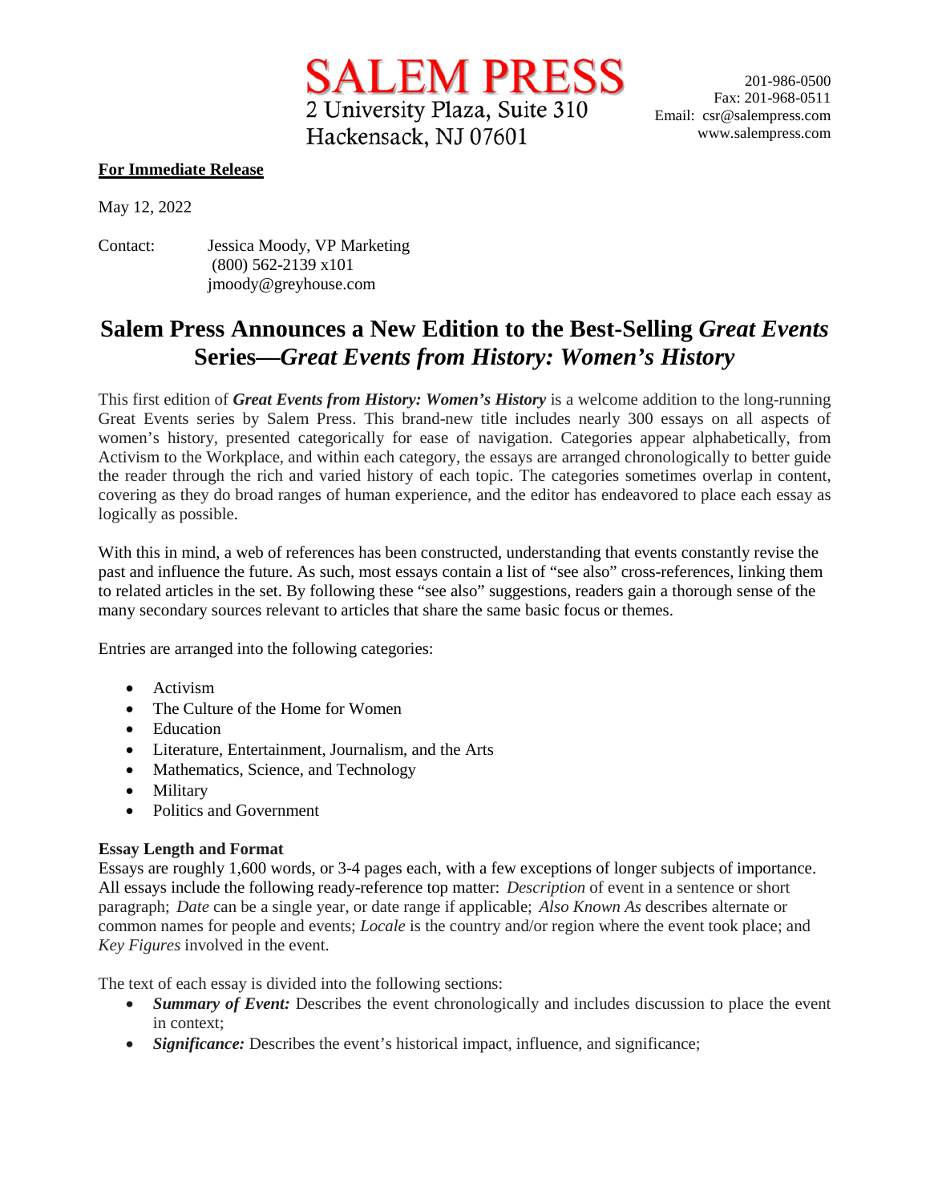**SALEM PRESS**
2 University Plaza, Suite 310
Hackensack, NJ 07601

201-986-0500
Fax: 201-968-0511
Email: csr@salempress.com
www.salempress.com

**For Immediate Release**

May 12, 2022

Contact: Jessica Moody, VP Marketing
(800) 562-2139 x101
jmoody@greyhouse.com

# Salem Press Announces a New Edition to the Best-Selling *Great Events* Series—*Great Events from History: Women's History*

This first edition of ***Great Events from History: Women's History*** is a welcome addition to the long-running Great Events series by Salem Press. This brand-new title includes nearly 300 essays on all aspects of women's history, presented categorically for ease of navigation. Categories appear alphabetically, from Activism to the Workplace, and within each category, the essays are arranged chronologically to better guide the reader through the rich and varied history of each topic. The categories sometimes overlap in content, covering as they do broad ranges of human experience, and the editor has endeavored to place each essay as logically as possible.

With this in mind, a web of references has been constructed, understanding that events constantly revise the past and influence the future. As such, most essays contain a list of "see also" cross-references, linking them to related articles in the set. By following these "see also" suggestions, readers gain a thorough sense of the many secondary sources relevant to articles that share the same basic focus or themes.

Entries are arranged into the following categories:

- Activism
- The Culture of the Home for Women
- Education
- Literature, Entertainment, Journalism, and the Arts
- Mathematics, Science, and Technology
- Military
- Politics and Government

**Essay Length and Format**

Essays are roughly 1,600 words, or 3-4 pages each, with a few exceptions of longer subjects of importance. All essays include the following ready-reference top matter: *Description* of event in a sentence or short paragraph; *Date* can be a single year, or date range if applicable; *Also Known As* describes alternate or common names for people and events; *Locale* is the country and/or region where the event took place; and *Key Figures* involved in the event.

The text of each essay is divided into the following sections:

- ***Summary of Event:*** Describes the event chronologically and includes discussion to place the event in context;
- ***Significance:*** Describes the event's historical impact, influence, and significance;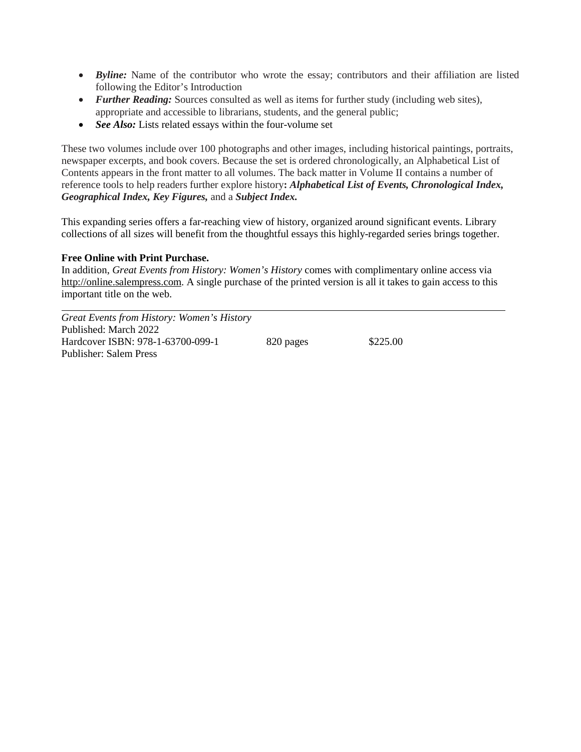- ***Byline:*** Name of the contributor who wrote the essay; contributors and their affiliation are listed following the Editor's Introduction
- ***Further Reading:*** Sources consulted as well as items for further study (including web sites), appropriate and accessible to librarians, students, and the general public;
- ***See Also:*** Lists related essays within the four-volume set

These two volumes include over 100 photographs and other images, including historical paintings, portraits, newspaper excerpts, and book covers. Because the set is ordered chronologically, an Alphabetical List of Contents appears in the front matter to all volumes. The back matter in Volume II contains a number of reference tools to help readers further explore history**:** ***Alphabetical List of Events, Chronological Index, Geographical Index, Key Figures,*** and a ***Subject Index.***

This expanding series offers a far-reaching view of history, organized around significant events. Library collections of all sizes will benefit from the thoughtful essays this highly-regarded series brings together.

**Free Online with Print Purchase.**
In addition, *Great Events from History: Women's History* comes with complimentary online access via http://online.salempress.com. A single purchase of the printed version is all it takes to gain access to this important title on the web.

---

*Great Events from History: Women's History*
Published: March 2022
Hardcover ISBN: 978-1-63700-099-1 820 pages $225.00
Publisher: Salem Press